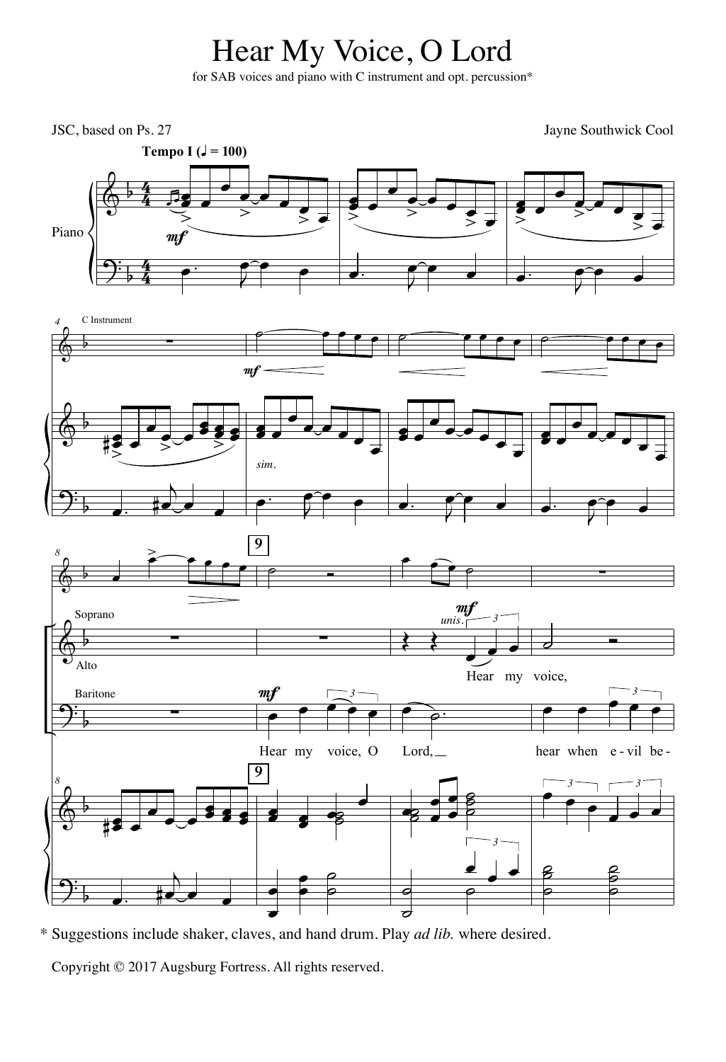# Hear My Voice, O Lord

for SAB voices and piano with C instrument and opt. percussion*

JSC, based on Ps. 27

Jayne Southwick Cool

\* Suggestions include shaker, claves, and hand drum. Play *ad lib.* where desired.

Copyright © 2017 Augsburg Fortress. All rights reserved.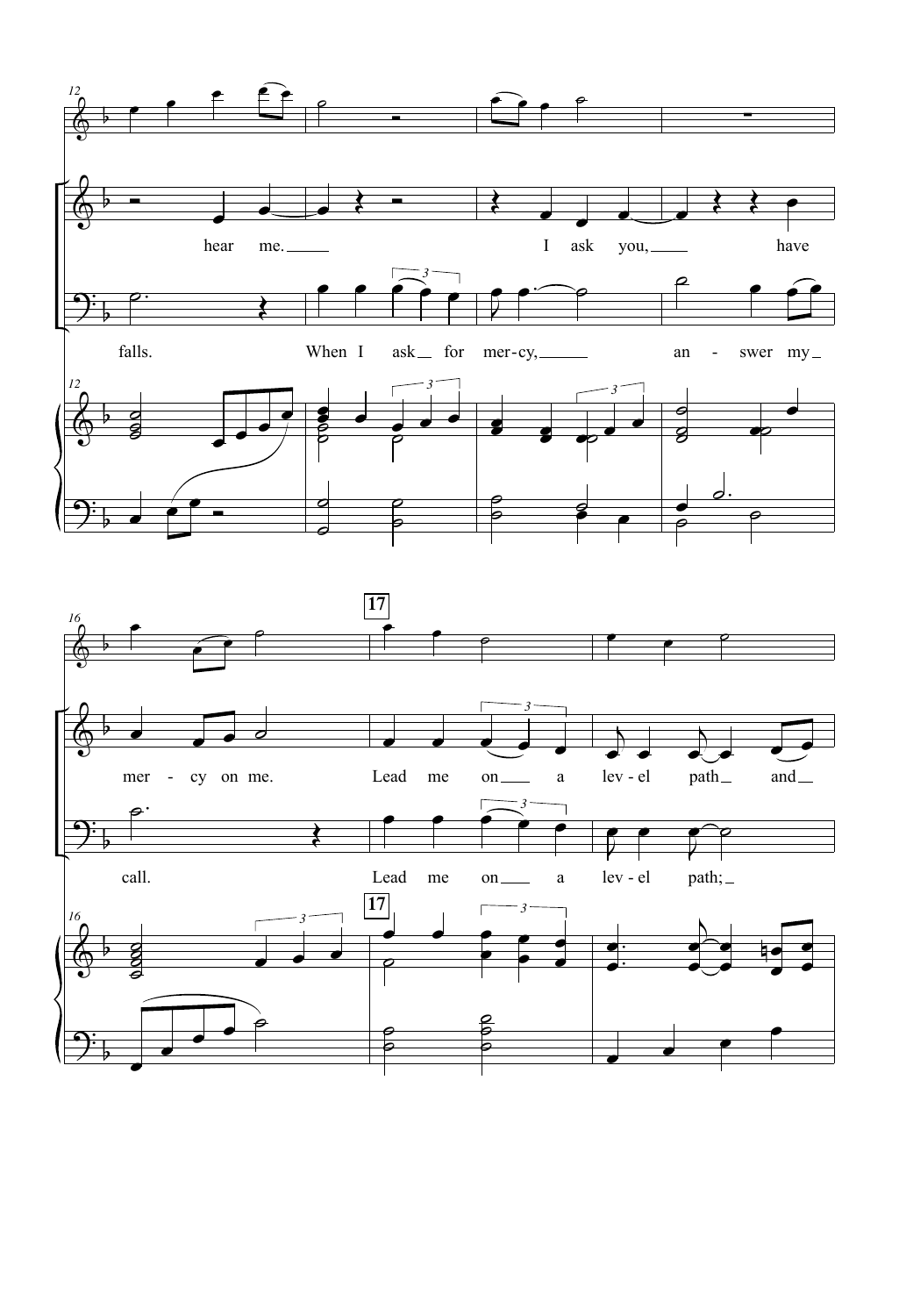12

hear me. I ask you, have

falls. When I ask for mer-cy, an - swer my

16

**17**

mer - cy on me. Lead me on a lev - el path and

call. Lead me on a lev - el path;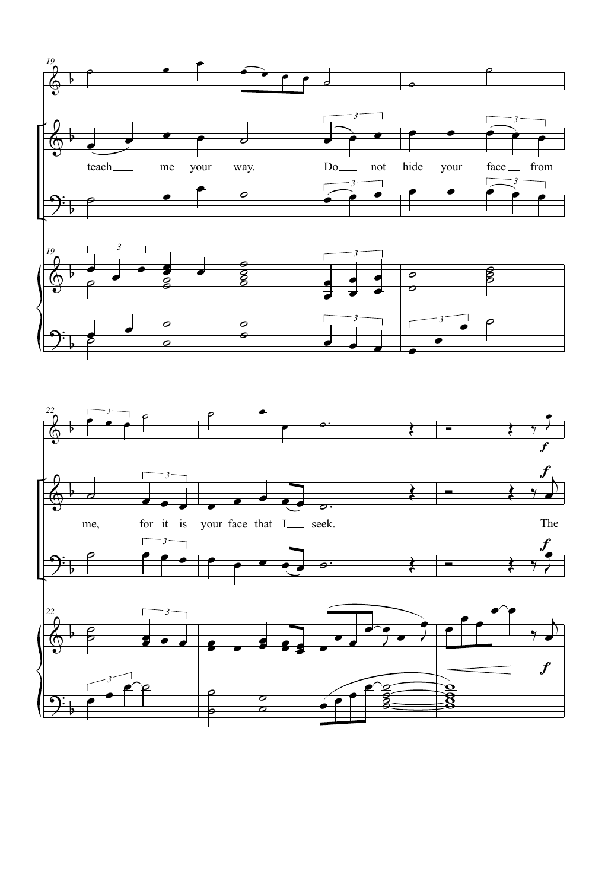19

teach___ me your way. Do___ not hide your face___ from

22

me, for it is your face that I___ seek. The

*f*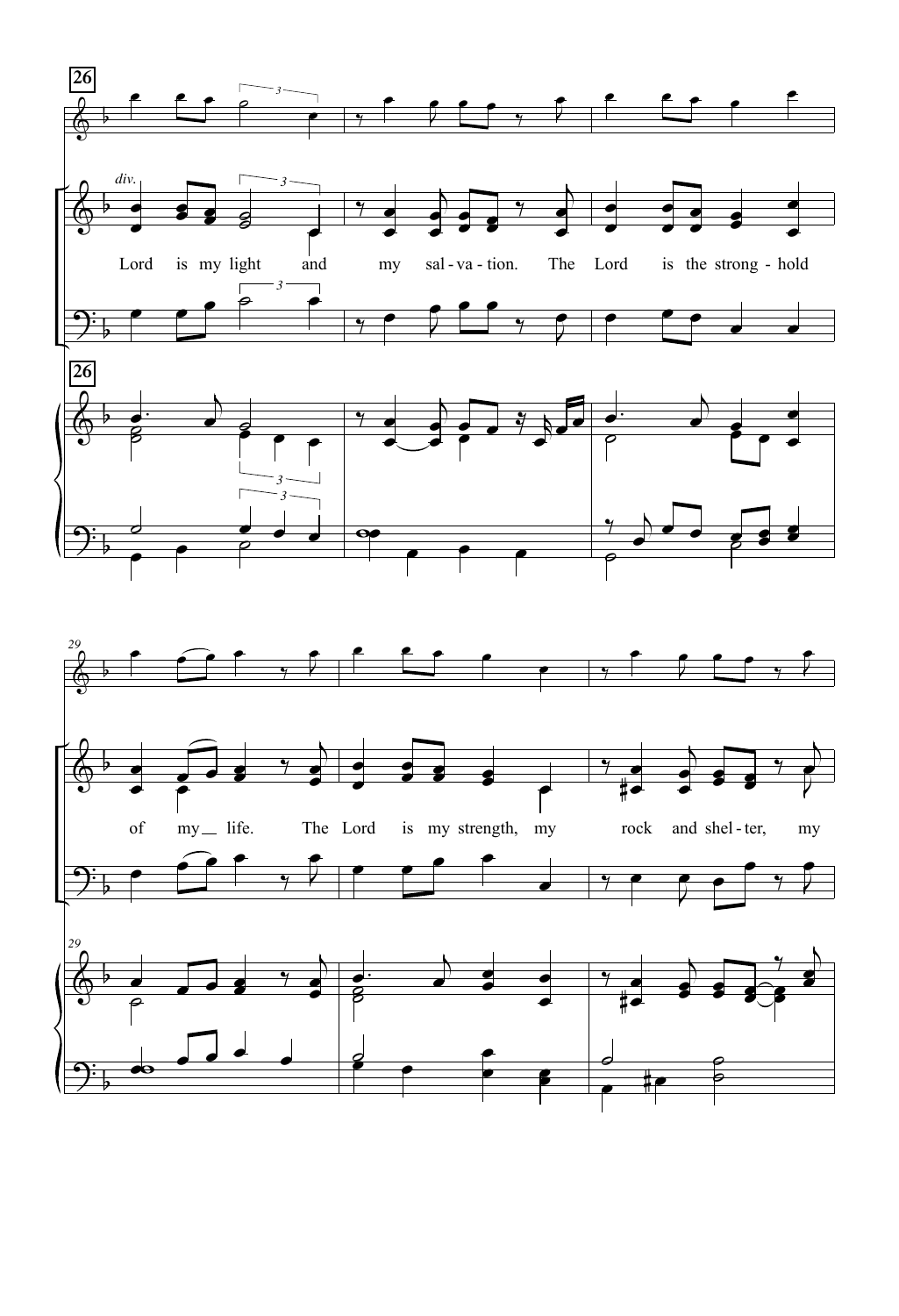26

*div.*

Lord is my light and my sal - va - tion. The Lord is the strong - hold

26

29

of my life. The Lord is my strength, my rock and shel - ter, my

29